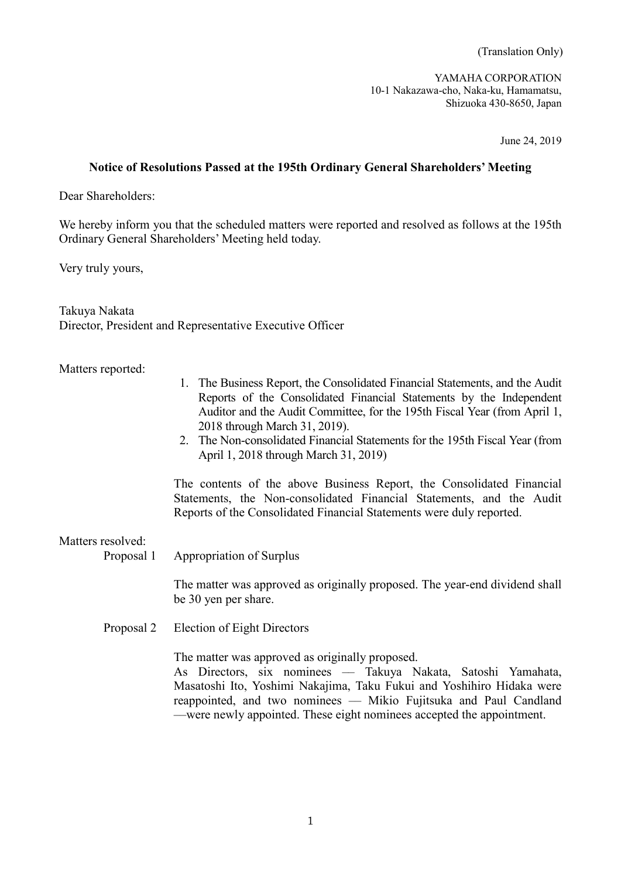(Translation Only)

YAMAHA CORPORATION
10-1 Nakazawa-cho, Naka-ku, Hamamatsu,
Shizuoka 430-8650, Japan

June 24, 2019

**Notice of Resolutions Passed at the 195th Ordinary General Shareholders' Meeting**

Dear Shareholders:

We hereby inform you that the scheduled matters were reported and resolved as follows at the 195th Ordinary General Shareholders' Meeting held today.

Very truly yours,

Takuya Nakata
Director, President and Representative Executive Officer

Matters reported:

1. The Business Report, the Consolidated Financial Statements, and the Audit Reports of the Consolidated Financial Statements by the Independent Auditor and the Audit Committee, for the 195th Fiscal Year (from April 1, 2018 through March 31, 2019).
2. The Non-consolidated Financial Statements for the 195th Fiscal Year (from April 1, 2018 through March 31, 2019)

The contents of the above Business Report, the Consolidated Financial Statements, the Non-consolidated Financial Statements, and the Audit Reports of the Consolidated Financial Statements were duly reported.

Matters resolved:

Proposal 1 Appropriation of Surplus

The matter was approved as originally proposed. The year-end dividend shall be 30 yen per share.

Proposal 2 Election of Eight Directors

The matter was approved as originally proposed.
As Directors, six nominees — Takuya Nakata, Satoshi Yamahata, Masatoshi Ito, Yoshimi Nakajima, Taku Fukui and Yoshihiro Hidaka were reappointed, and two nominees — Mikio Fujitsuka and Paul Candland —were newly appointed. These eight nominees accepted the appointment.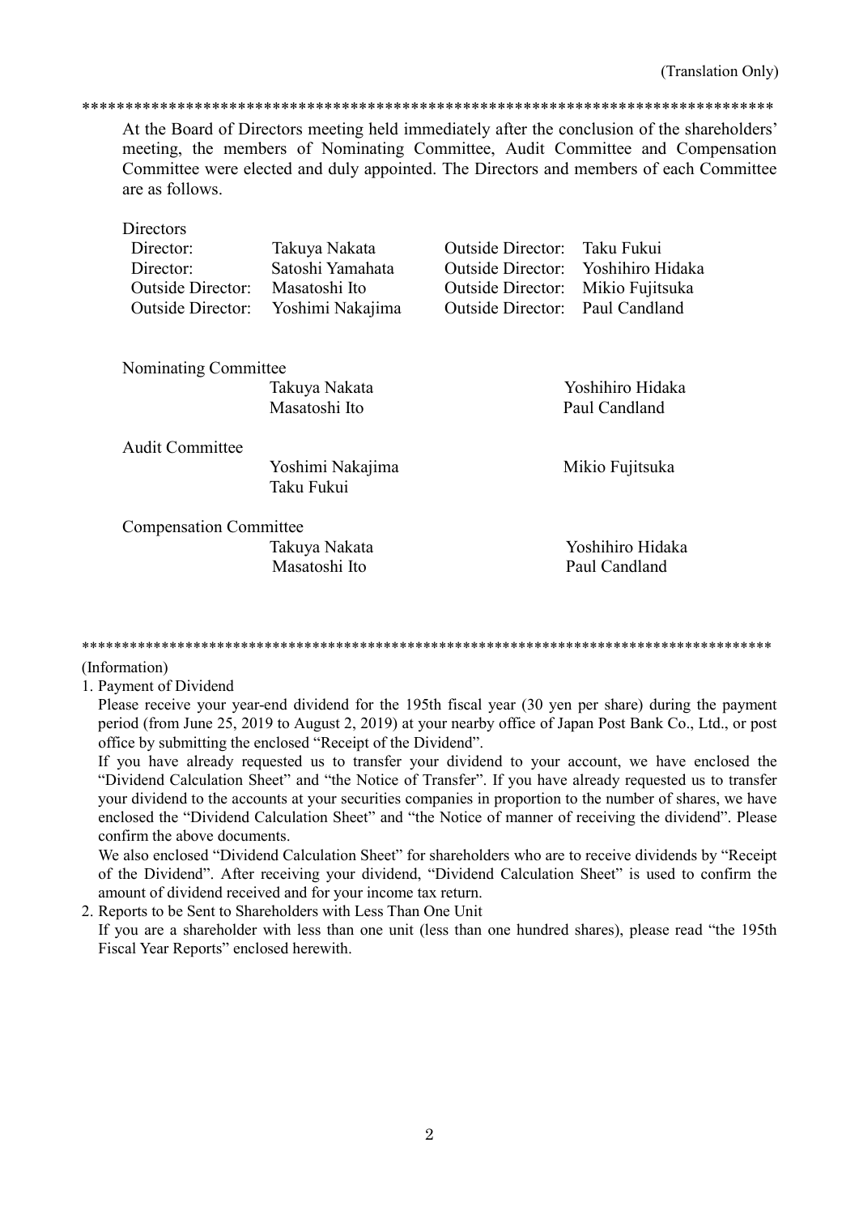(Translation Only)

\*\*\*\*\*\*\*\*\*\*\*\*\*\*\*\*\*\*\*\*\*\*\*\*\*\*\*\*\*\*\*\*\*\*\*\*\*\*\*\*\*\*\*\*\*\*\*\*\*\*\*\*\*\*\*\*\*\*\*\*\*\*\*\*\*\*\*\*\*\*\*\*\*\*\*\*\*\*\*\*

At the Board of Directors meeting held immediately after the conclusion of the shareholders' meeting, the members of Nominating Committee, Audit Committee and Compensation Committee were elected and duly appointed. The Directors and members of each Committee are as follows.

Directors

| | | | |
|---|---|---|---|
| Director: | Takuya Nakata | Outside Director: | Taku Fukui |
| Director: | Satoshi Yamahata | Outside Director: | Yoshihiro Hidaka |
| Outside Director: | Masatoshi Ito | Outside Director: | Mikio Fujitsuka |
| Outside Director: | Yoshimi Nakajima | Outside Director: | Paul Candland |

Nominating Committee

| | |
|---|---|
| Takuya Nakata | Yoshihiro Hidaka |
| Masatoshi Ito | Paul Candland |

Audit Committee

| | |
|---|---|
| Yoshimi Nakajima | Mikio Fujitsuka |
| Taku Fukui | |

Compensation Committee

| | |
|---|---|
| Takuya Nakata | Yoshihiro Hidaka |
| Masatoshi Ito | Paul Candland |

\*\*\*\*\*\*\*\*\*\*\*\*\*\*\*\*\*\*\*\*\*\*\*\*\*\*\*\*\*\*\*\*\*\*\*\*\*\*\*\*\*\*\*\*\*\*\*\*\*\*\*\*\*\*\*\*\*\*\*\*\*\*\*\*\*\*\*\*\*\*\*\*\*\*\*\*\*\*\*\*\*\*\*\*\*\*\*\*

(Information)

1. Payment of Dividend

   Please receive your year-end dividend for the 195th fiscal year (30 yen per share) during the payment period (from June 25, 2019 to August 2, 2019) at your nearby office of Japan Post Bank Co., Ltd., or post office by submitting the enclosed "Receipt of the Dividend".

   If you have already requested us to transfer your dividend to your account, we have enclosed the "Dividend Calculation Sheet" and "the Notice of Transfer". If you have already requested us to transfer your dividend to the accounts at your securities companies in proportion to the number of shares, we have enclosed the "Dividend Calculation Sheet" and "the Notice of manner of receiving the dividend". Please confirm the above documents.

   We also enclosed "Dividend Calculation Sheet" for shareholders who are to receive dividends by "Receipt of the Dividend". After receiving your dividend, "Dividend Calculation Sheet" is used to confirm the amount of dividend received and for your income tax return.

2. Reports to be Sent to Shareholders with Less Than One Unit

   If you are a shareholder with less than one unit (less than one hundred shares), please read "the 195th Fiscal Year Reports" enclosed herewith.